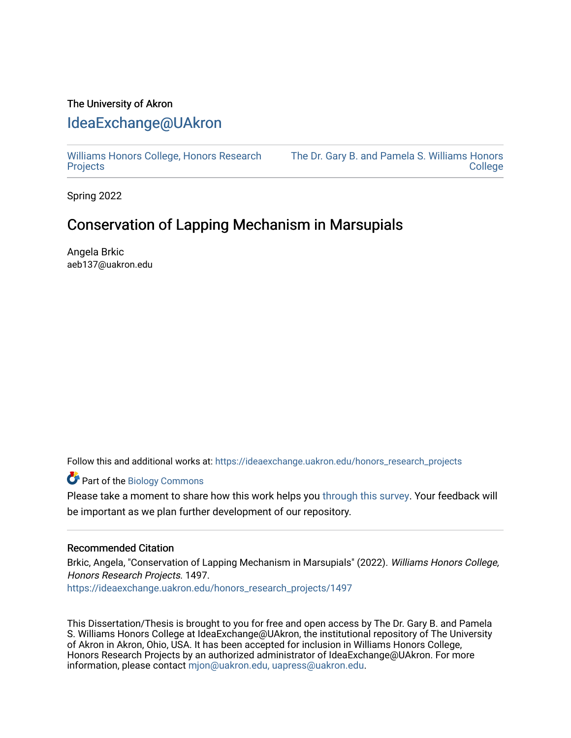The University of Akron

# IdeaExchange@UAkron

Williams Honors College, Honors Research Projects | The Dr. Gary B. and Pamela S. Williams Honors College

Spring 2022

## Conservation of Lapping Mechanism in Marsupials

Angela Brkic
aeb137@uakron.edu

Follow this and additional works at: https://ideaexchange.uakron.edu/honors_research_projects

Part of the Biology Commons

Please take a moment to share how this work helps you through this survey. Your feedback will be important as we plan further development of our repository.

### Recommended Citation

Brkic, Angela, "Conservation of Lapping Mechanism in Marsupials" (2022). *Williams Honors College, Honors Research Projects*. 1497.
https://ideaexchange.uakron.edu/honors_research_projects/1497

This Dissertation/Thesis is brought to you for free and open access by The Dr. Gary B. and Pamela S. Williams Honors College at IdeaExchange@UAkron, the institutional repository of The University of Akron in Akron, Ohio, USA. It has been accepted for inclusion in Williams Honors College, Honors Research Projects by an authorized administrator of IdeaExchange@UAkron. For more information, please contact mjon@uakron.edu, uapress@uakron.edu.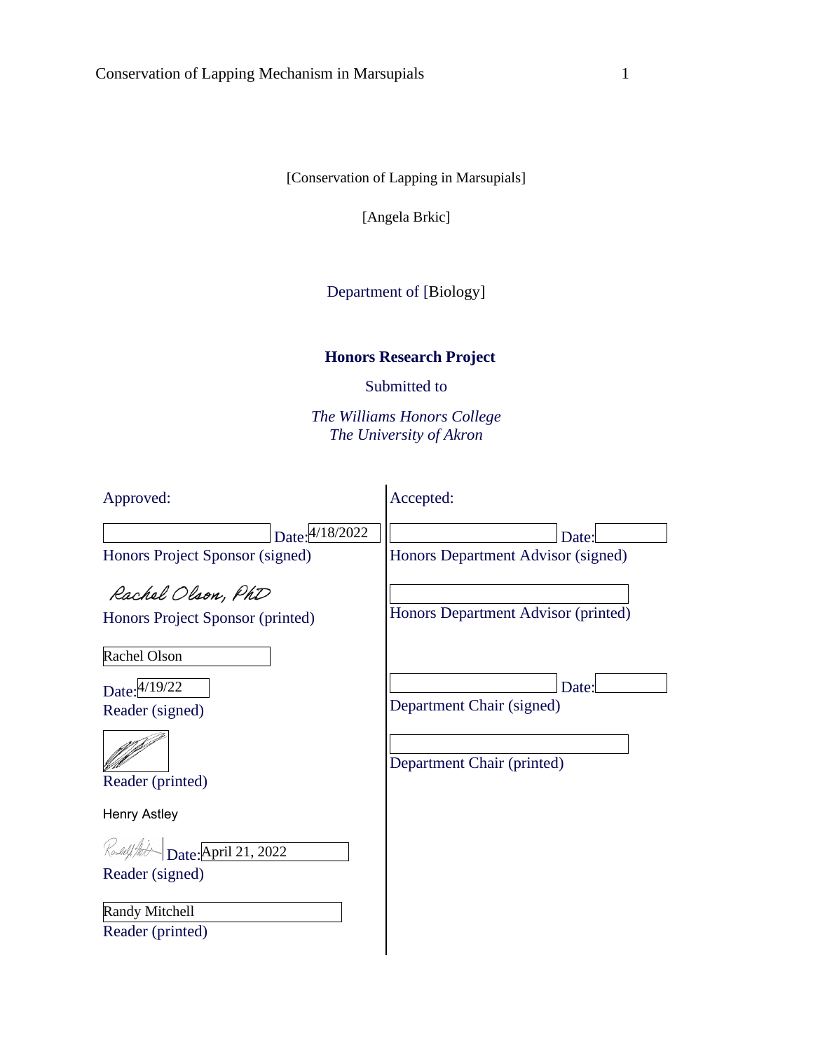[Conservation of Lapping in Marsupials]

[Angela Brkic]

Department of [Biology]

**Honors Research Project**

Submitted to

*The Williams Honors College*
*The University of Akron*

Approved:

Date: 4/18/2022
Honors Project Sponsor (signed)

Rachel Olson, PhD
Honors Project Sponsor (printed)

Rachel Olson

Date: 4/19/22
Reader (signed)

Reader (printed)

Henry Astley

Date: April 21, 2022
Reader (signed)

Randy Mitchell
Reader (printed)

Accepted:

Date:
Honors Department Advisor (signed)

Honors Department Advisor (printed)

Date:
Department Chair (signed)

Department Chair (printed)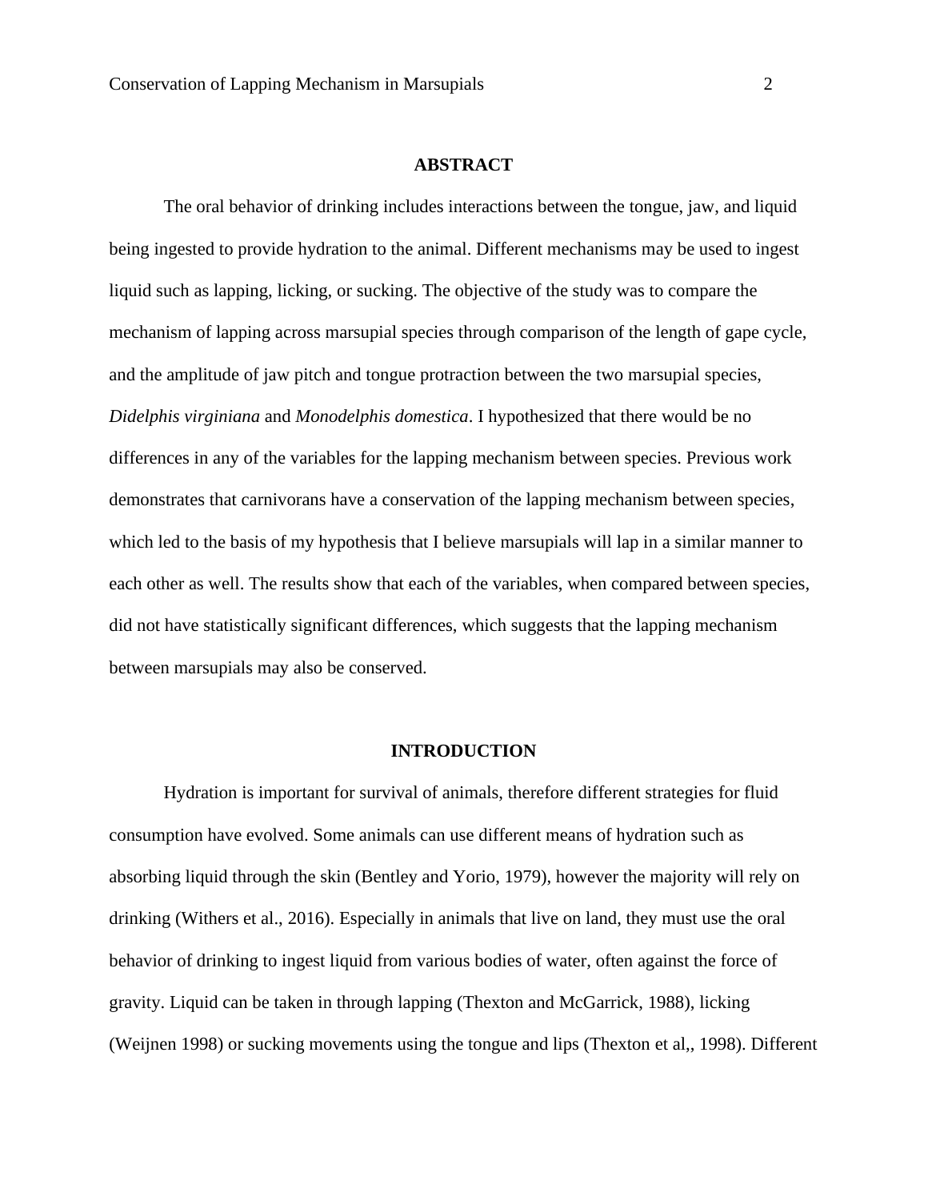## ABSTRACT

The oral behavior of drinking includes interactions between the tongue, jaw, and liquid being ingested to provide hydration to the animal. Different mechanisms may be used to ingest liquid such as lapping, licking, or sucking. The objective of the study was to compare the mechanism of lapping across marsupial species through comparison of the length of gape cycle, and the amplitude of jaw pitch and tongue protraction between the two marsupial species, *Didelphis virginiana* and *Monodelphis domestica*. I hypothesized that there would be no differences in any of the variables for the lapping mechanism between species. Previous work demonstrates that carnivorans have a conservation of the lapping mechanism between species, which led to the basis of my hypothesis that I believe marsupials will lap in a similar manner to each other as well. The results show that each of the variables, when compared between species, did not have statistically significant differences, which suggests that the lapping mechanism between marsupials may also be conserved.

## INTRODUCTION

Hydration is important for survival of animals, therefore different strategies for fluid consumption have evolved. Some animals can use different means of hydration such as absorbing liquid through the skin (Bentley and Yorio, 1979), however the majority will rely on drinking (Withers et al., 2016). Especially in animals that live on land, they must use the oral behavior of drinking to ingest liquid from various bodies of water, often against the force of gravity. Liquid can be taken in through lapping (Thexton and McGarrick, 1988), licking (Weijnen 1998) or sucking movements using the tongue and lips (Thexton et al,, 1998). Different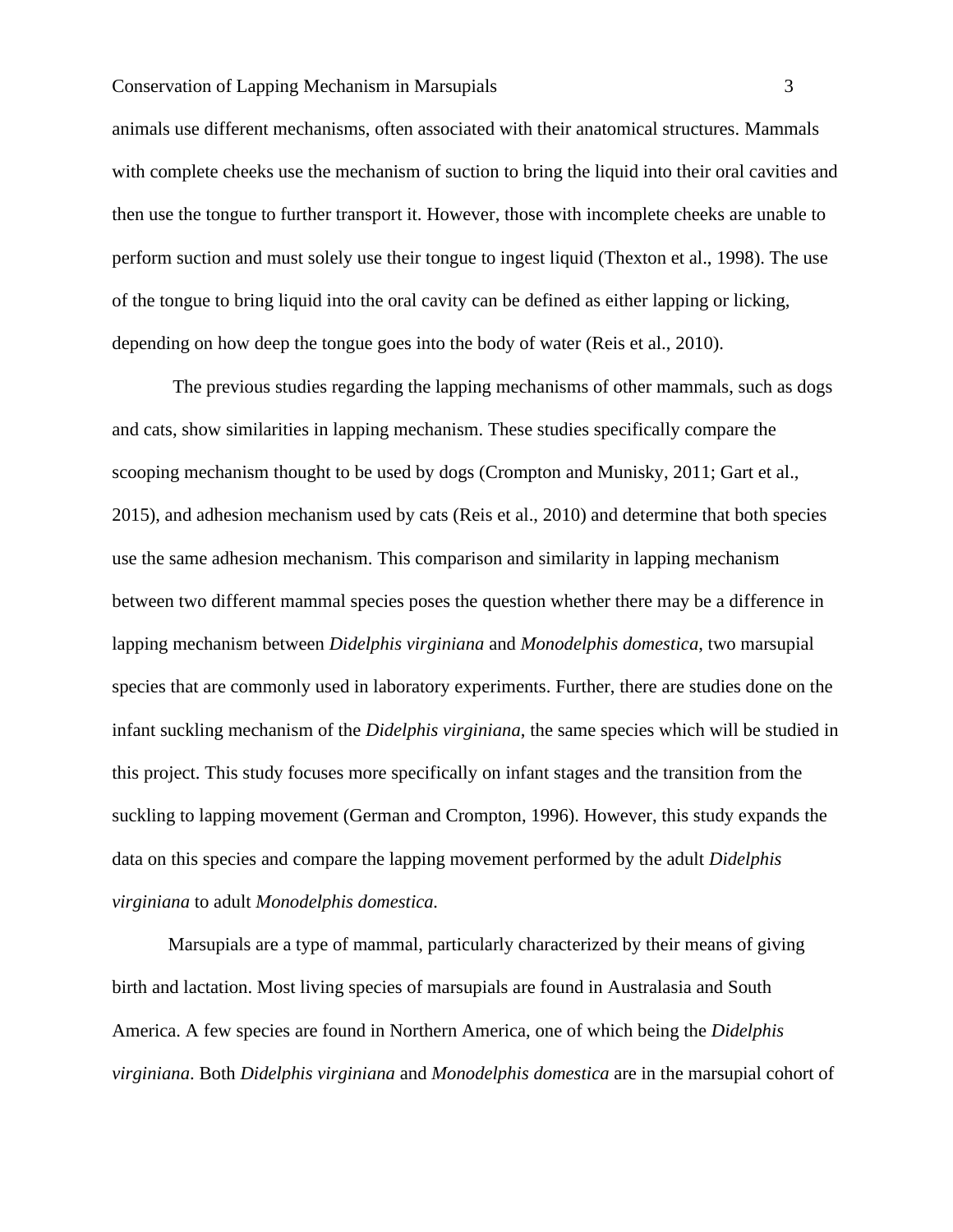animals use different mechanisms, often associated with their anatomical structures. Mammals with complete cheeks use the mechanism of suction to bring the liquid into their oral cavities and then use the tongue to further transport it. However, those with incomplete cheeks are unable to perform suction and must solely use their tongue to ingest liquid (Thexton et al., 1998). The use of the tongue to bring liquid into the oral cavity can be defined as either lapping or licking, depending on how deep the tongue goes into the body of water (Reis et al., 2010).

The previous studies regarding the lapping mechanisms of other mammals, such as dogs and cats, show similarities in lapping mechanism. These studies specifically compare the scooping mechanism thought to be used by dogs (Crompton and Munisky, 2011; Gart et al., 2015), and adhesion mechanism used by cats (Reis et al., 2010) and determine that both species use the same adhesion mechanism. This comparison and similarity in lapping mechanism between two different mammal species poses the question whether there may be a difference in lapping mechanism between *Didelphis virginiana* and *Monodelphis domestica*, two marsupial species that are commonly used in laboratory experiments. Further, there are studies done on the infant suckling mechanism of the *Didelphis virginiana*, the same species which will be studied in this project. This study focuses more specifically on infant stages and the transition from the suckling to lapping movement (German and Crompton, 1996). However, this study expands the data on this species and compare the lapping movement performed by the adult *Didelphis virginiana* to adult *Monodelphis domestica.*

Marsupials are a type of mammal, particularly characterized by their means of giving birth and lactation. Most living species of marsupials are found in Australasia and South America. A few species are found in Northern America, one of which being the *Didelphis virginiana*. Both *Didelphis virginiana* and *Monodelphis domestica* are in the marsupial cohort of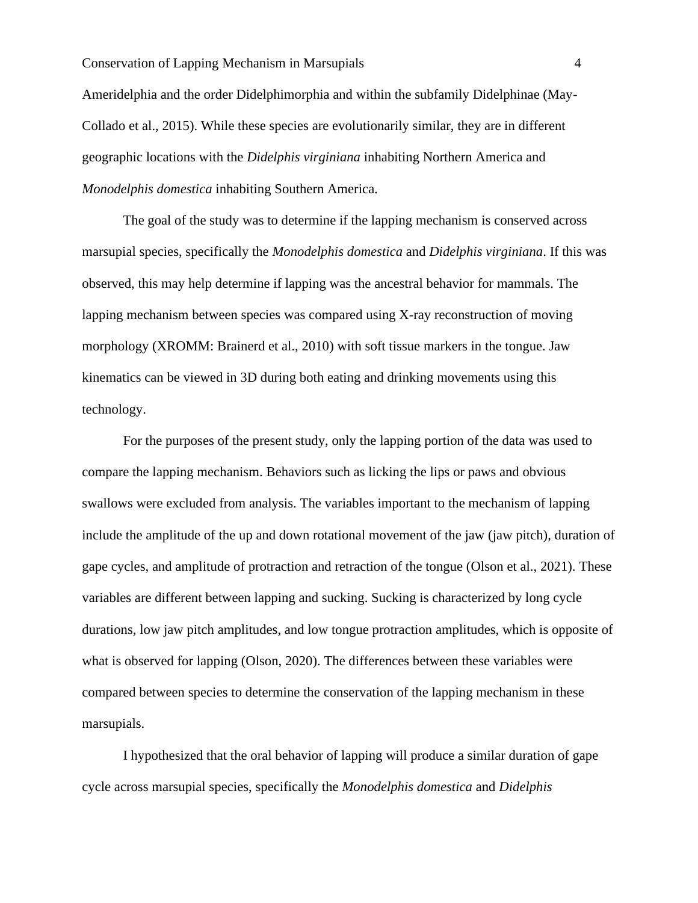Ameridelphia and the order Didelphimorphia and within the subfamily Didelphinae (May-Collado et al., 2015). While these species are evolutionarily similar, they are in different geographic locations with the *Didelphis virginiana* inhabiting Northern America and *Monodelphis domestica* inhabiting Southern America.

The goal of the study was to determine if the lapping mechanism is conserved across marsupial species, specifically the *Monodelphis domestica* and *Didelphis virginiana*. If this was observed, this may help determine if lapping was the ancestral behavior for mammals. The lapping mechanism between species was compared using X-ray reconstruction of moving morphology (XROMM: Brainerd et al., 2010) with soft tissue markers in the tongue. Jaw kinematics can be viewed in 3D during both eating and drinking movements using this technology.

For the purposes of the present study, only the lapping portion of the data was used to compare the lapping mechanism. Behaviors such as licking the lips or paws and obvious swallows were excluded from analysis. The variables important to the mechanism of lapping include the amplitude of the up and down rotational movement of the jaw (jaw pitch), duration of gape cycles, and amplitude of protraction and retraction of the tongue (Olson et al., 2021). These variables are different between lapping and sucking. Sucking is characterized by long cycle durations, low jaw pitch amplitudes, and low tongue protraction amplitudes, which is opposite of what is observed for lapping (Olson, 2020). The differences between these variables were compared between species to determine the conservation of the lapping mechanism in these marsupials.

I hypothesized that the oral behavior of lapping will produce a similar duration of gape cycle across marsupial species, specifically the *Monodelphis domestica* and *Didelphis*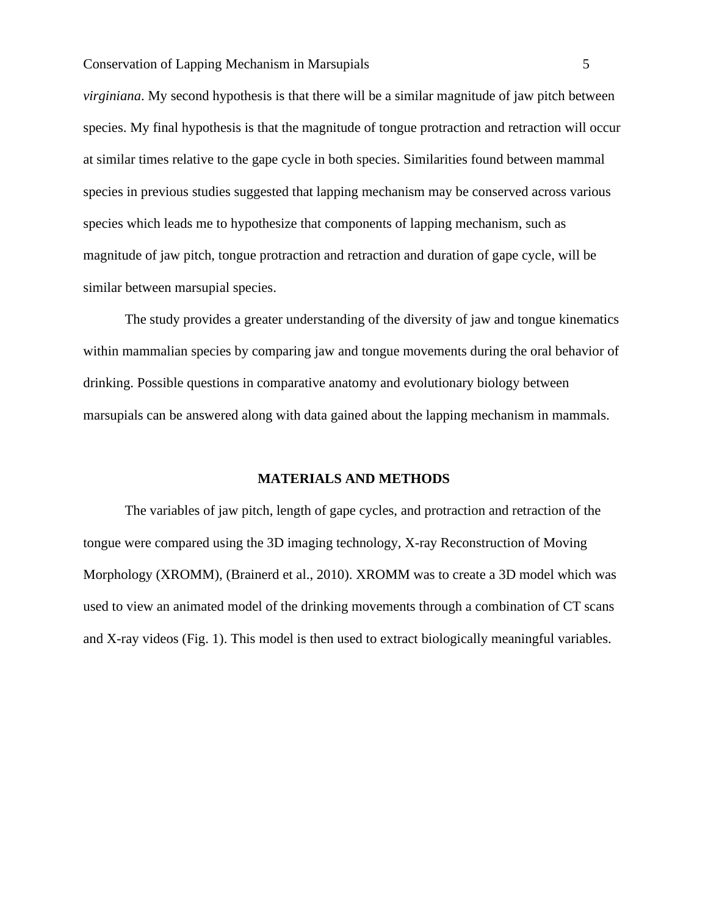*virginiana*. My second hypothesis is that there will be a similar magnitude of jaw pitch between species. My final hypothesis is that the magnitude of tongue protraction and retraction will occur at similar times relative to the gape cycle in both species. Similarities found between mammal species in previous studies suggested that lapping mechanism may be conserved across various species which leads me to hypothesize that components of lapping mechanism, such as magnitude of jaw pitch, tongue protraction and retraction and duration of gape cycle, will be similar between marsupial species.

The study provides a greater understanding of the diversity of jaw and tongue kinematics within mammalian species by comparing jaw and tongue movements during the oral behavior of drinking. Possible questions in comparative anatomy and evolutionary biology between marsupials can be answered along with data gained about the lapping mechanism in mammals.

## MATERIALS AND METHODS

The variables of jaw pitch, length of gape cycles, and protraction and retraction of the tongue were compared using the 3D imaging technology, X-ray Reconstruction of Moving Morphology (XROMM), (Brainerd et al., 2010). XROMM was to create a 3D model which was used to view an animated model of the drinking movements through a combination of CT scans and X-ray videos (Fig. 1). This model is then used to extract biologically meaningful variables.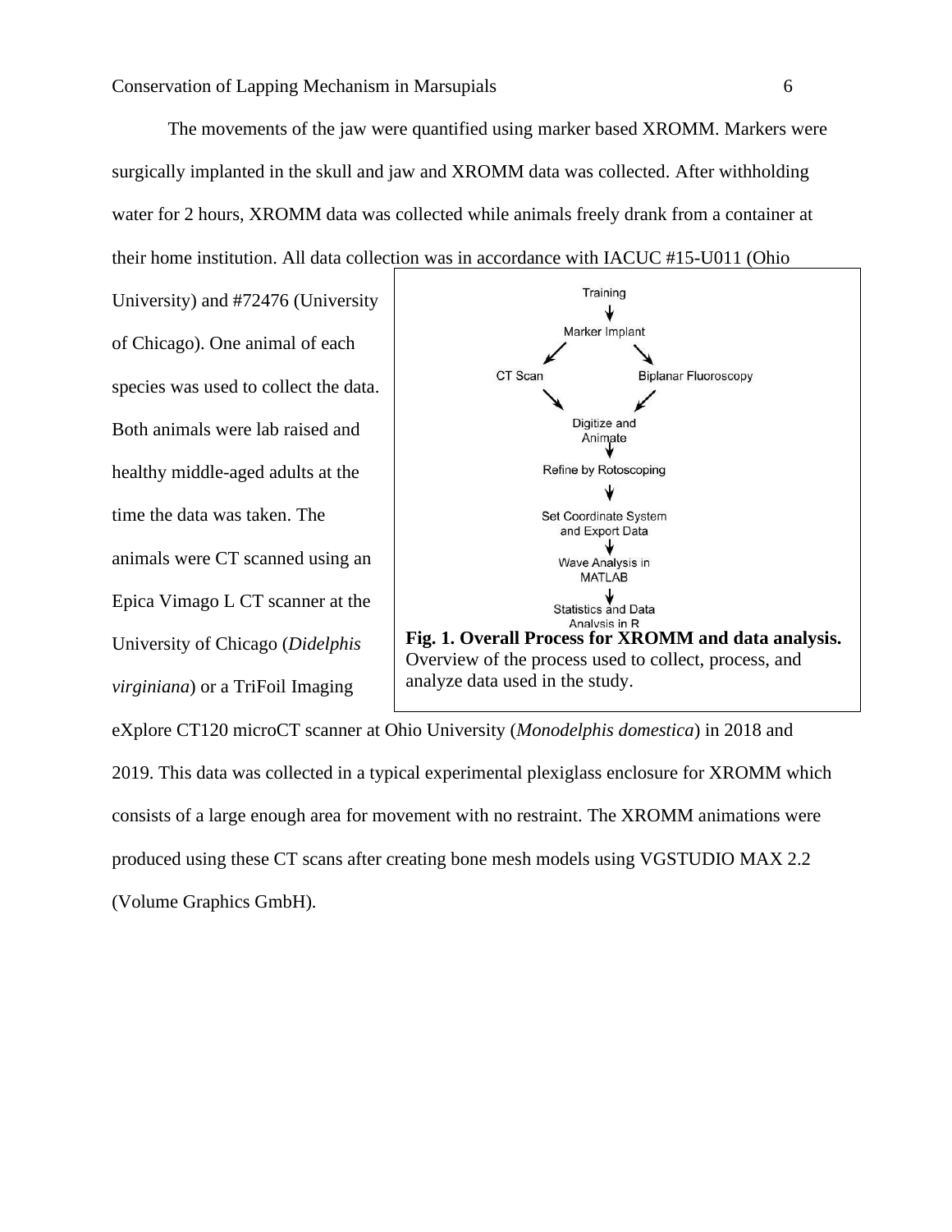The movements of the jaw were quantified using marker based XROMM. Markers were surgically implanted in the skull and jaw and XROMM data was collected. After withholding water for 2 hours, XROMM data was collected while animals freely drank from a container at their home institution. All data collection was in accordance with IACUC #15-U011 (Ohio University) and #72476 (University of Chicago). One animal of each species was used to collect the data. Both animals were lab raised and healthy middle-aged adults at the time the data was taken. The animals were CT scanned using an Epica Vimago L CT scanner at the University of Chicago (*Didelphis virginiana*) or a TriFoil Imaging eXplore CT120 microCT scanner at Ohio University (*Monodelphis domestica*) in 2018 and 2019. This data was collected in a typical experimental plexiglass enclosure for XROMM which consists of a large enough area for movement with no restraint. The XROMM animations were produced using these CT scans after creating bone mesh models using VGSTUDIO MAX 2.2 (Volume Graphics GmbH).

Training → Marker Implant → CT Scan / Biplanar Fluoroscopy → Digitize and Animate → Refine by Rotoscoping → Set Coordinate System and Export Data → Wave Analysis in MATLAB → Statistics and Data Analysis in R

**Fig. 1. Overall Process for XROMM and data analysis.** Overview of the process used to collect, process, and analyze data used in the study.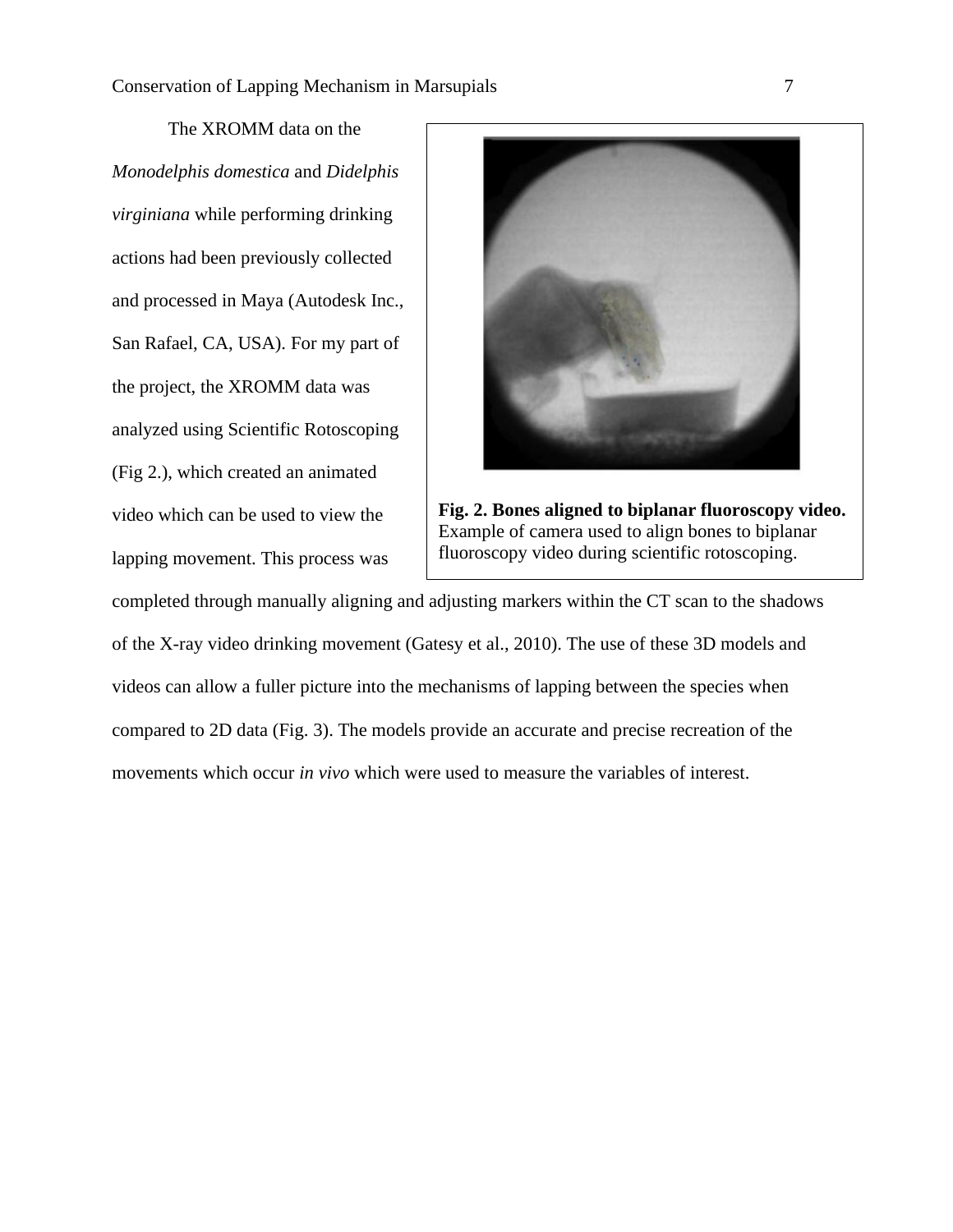The XROMM data on the *Monodelphis domestica* and *Didelphis virginiana* while performing drinking actions had been previously collected and processed in Maya (Autodesk Inc., San Rafael, CA, USA). For my part of the project, the XROMM data was analyzed using Scientific Rotoscoping (Fig 2.), which created an animated video which can be used to view the lapping movement. This process was completed through manually aligning and adjusting markers within the CT scan to the shadows of the X-ray video drinking movement (Gatesy et al., 2010). The use of these 3D models and videos can allow a fuller picture into the mechanisms of lapping between the species when compared to 2D data (Fig. 3). The models provide an accurate and precise recreation of the movements which occur *in vivo* which were used to measure the variables of interest.

**Fig. 2. Bones aligned to biplanar fluoroscopy video.** Example of camera used to align bones to biplanar fluoroscopy video during scientific rotoscoping.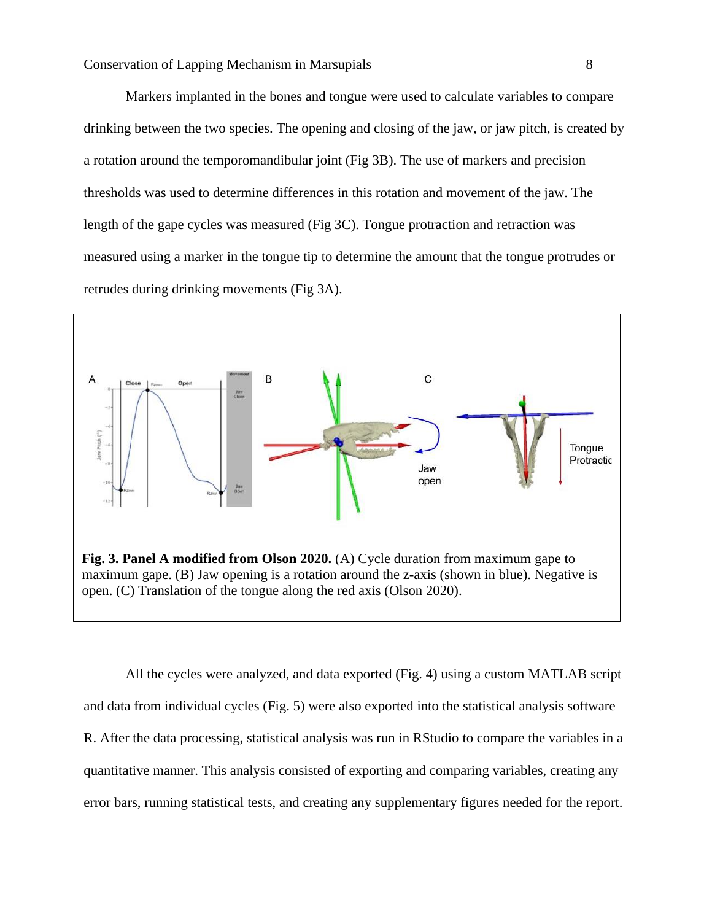Markers implanted in the bones and tongue were used to calculate variables to compare drinking between the two species. The opening and closing of the jaw, or jaw pitch, is created by a rotation around the temporomandibular joint (Fig 3B). The use of markers and precision thresholds was used to determine differences in this rotation and movement of the jaw. The length of the gape cycles was measured (Fig 3C). Tongue protraction and retraction was measured using a marker in the tongue tip to determine the amount that the tongue protrudes or retrudes during drinking movements (Fig 3A).

**Fig. 3. Panel A modified from Olson 2020.** (A) Cycle duration from maximum gape to maximum gape. (B) Jaw opening is a rotation around the z-axis (shown in blue). Negative is open. (C) Translation of the tongue along the red axis (Olson 2020).

All the cycles were analyzed, and data exported (Fig. 4) using a custom MATLAB script and data from individual cycles (Fig. 5) were also exported into the statistical analysis software R. After the data processing, statistical analysis was run in RStudio to compare the variables in a quantitative manner. This analysis consisted of exporting and comparing variables, creating any error bars, running statistical tests, and creating any supplementary figures needed for the report.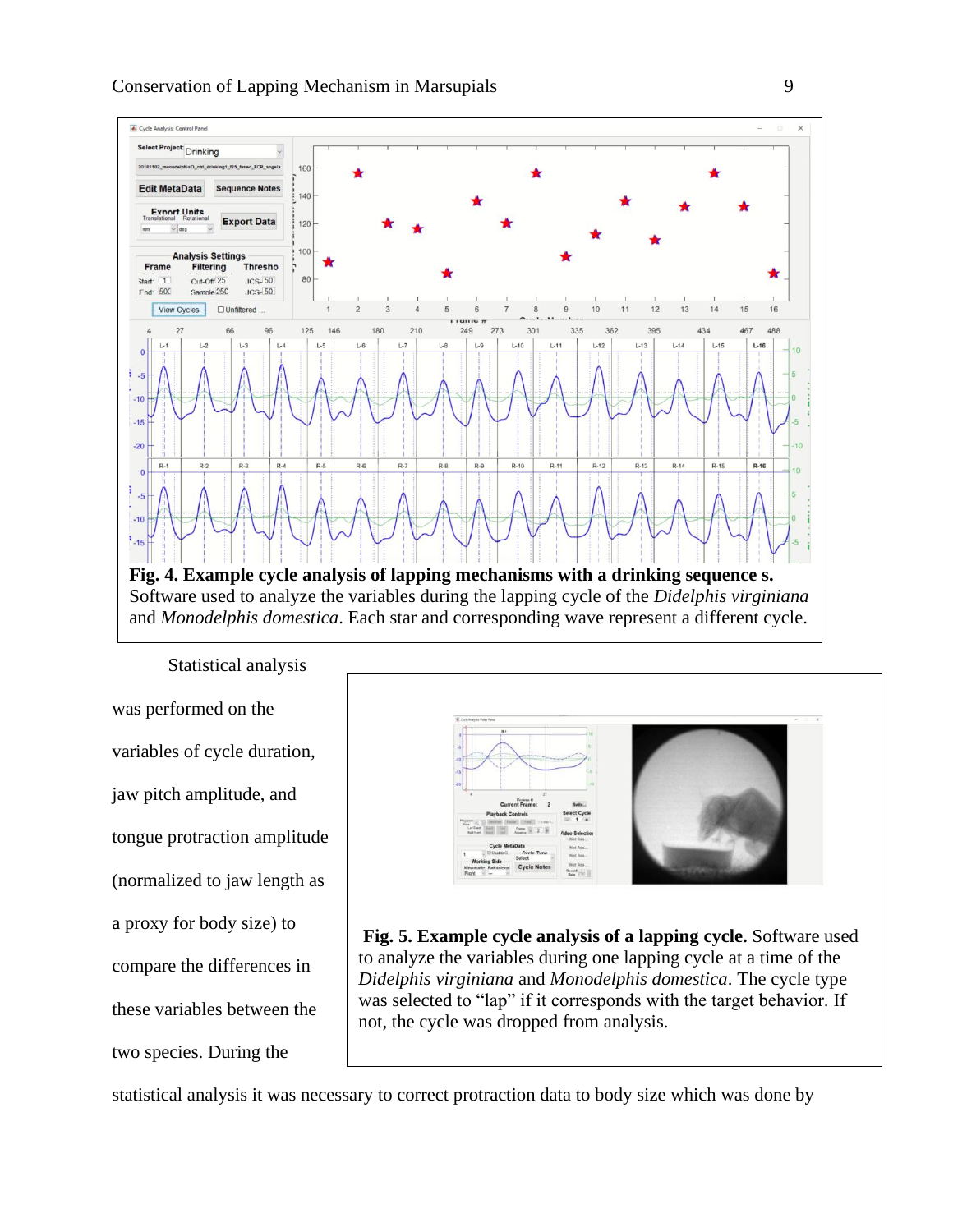**Fig. 4. Example cycle analysis of lapping mechanisms with a drinking sequence s.** Software used to analyze the variables during the lapping cycle of the *Didelphis virginiana* and *Monodelphis domestica*. Each star and corresponding wave represent a different cycle.

**Fig. 5. Example cycle analysis of a lapping cycle.** Software used to analyze the variables during one lapping cycle at a time of the *Didelphis virginiana* and *Monodelphis domestica*. The cycle type was selected to "lap" if it corresponds with the target behavior. If not, the cycle was dropped from analysis.

Statistical analysis was performed on the variables of cycle duration, jaw pitch amplitude, and tongue protraction amplitude (normalized to jaw length as a proxy for body size) to compare the differences in these variables between the two species. During the statistical analysis it was necessary to correct protraction data to body size which was done by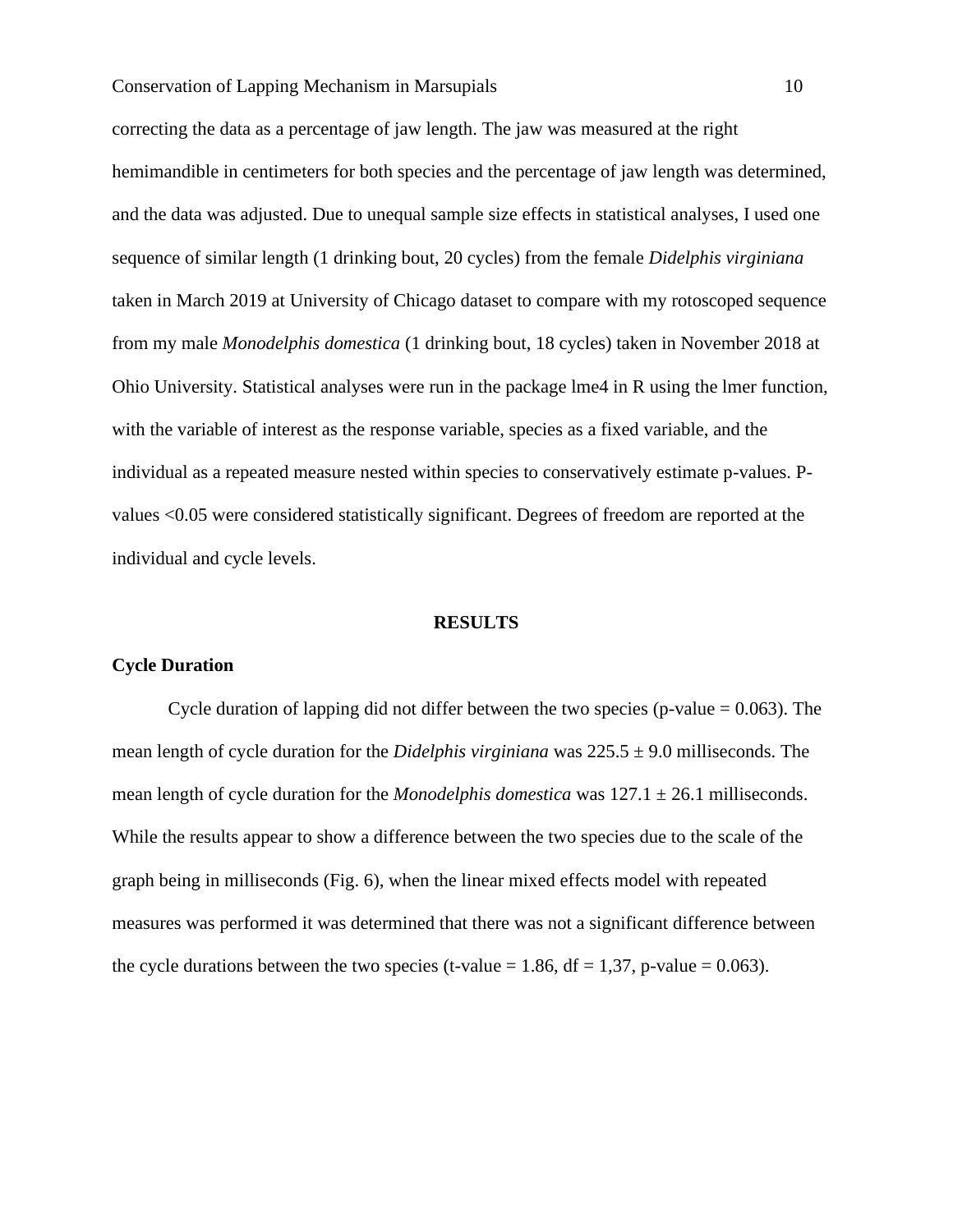correcting the data as a percentage of jaw length. The jaw was measured at the right hemimandible in centimeters for both species and the percentage of jaw length was determined, and the data was adjusted. Due to unequal sample size effects in statistical analyses, I used one sequence of similar length (1 drinking bout, 20 cycles) from the female *Didelphis virginiana* taken in March 2019 at University of Chicago dataset to compare with my rotoscoped sequence from my male *Monodelphis domestica* (1 drinking bout, 18 cycles) taken in November 2018 at Ohio University. Statistical analyses were run in the package lme4 in R using the lmer function, with the variable of interest as the response variable, species as a fixed variable, and the individual as a repeated measure nested within species to conservatively estimate p-values. P-values <0.05 were considered statistically significant. Degrees of freedom are reported at the individual and cycle levels.

## RESULTS

### Cycle Duration

Cycle duration of lapping did not differ between the two species (p-value = 0.063). The mean length of cycle duration for the *Didelphis virginiana* was 225.5 ± 9.0 milliseconds. The mean length of cycle duration for the *Monodelphis domestica* was 127.1 ± 26.1 milliseconds. While the results appear to show a difference between the two species due to the scale of the graph being in milliseconds (Fig. 6), when the linear mixed effects model with repeated measures was performed it was determined that there was not a significant difference between the cycle durations between the two species (t-value = 1.86, df = 1,37, p-value = 0.063).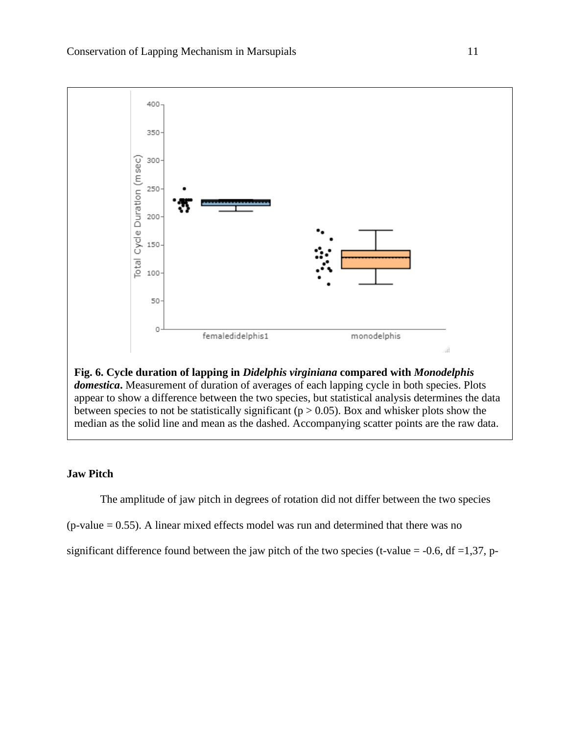**Fig. 6. Cycle duration of lapping in *Didelphis virginiana* compared with *Monodelphis domestica*.** Measurement of duration of averages of each lapping cycle in both species. Plots appear to show a difference between the two species, but statistical analysis determines the data between species to not be statistically significant ($p > 0.05$). Box and whisker plots show the median as the solid line and mean as the dashed. Accompanying scatter points are the raw data.

**Jaw Pitch**

The amplitude of jaw pitch in degrees of rotation did not differ between the two species (p-value = 0.55). A linear mixed effects model was run and determined that there was no significant difference found between the jaw pitch of the two species (t-value = -0.6, df =1,37, p-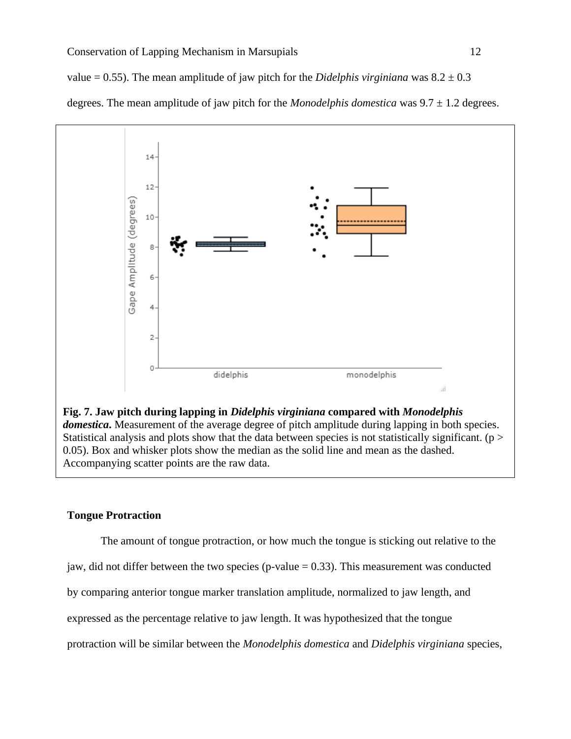value = 0.55). The mean amplitude of jaw pitch for the *Didelphis virginiana* was 8.2 ± 0.3 degrees. The mean amplitude of jaw pitch for the *Monodelphis domestica* was 9.7 ± 1.2 degrees.

**Fig. 7. Jaw pitch during lapping in *Didelphis virginiana* compared with *Monodelphis domestica*.** Measurement of the average degree of pitch amplitude during lapping in both species. Statistical analysis and plots show that the data between species is not statistically significant. ($p > 0.05$). Box and whisker plots show the median as the solid line and mean as the dashed. Accompanying scatter points are the raw data.

**Tongue Protraction**

The amount of tongue protraction, or how much the tongue is sticking out relative to the jaw, did not differ between the two species (p-value = 0.33). This measurement was conducted by comparing anterior tongue marker translation amplitude, normalized to jaw length, and expressed as the percentage relative to jaw length. It was hypothesized that the tongue protraction will be similar between the *Monodelphis domestica* and *Didelphis virginiana* species,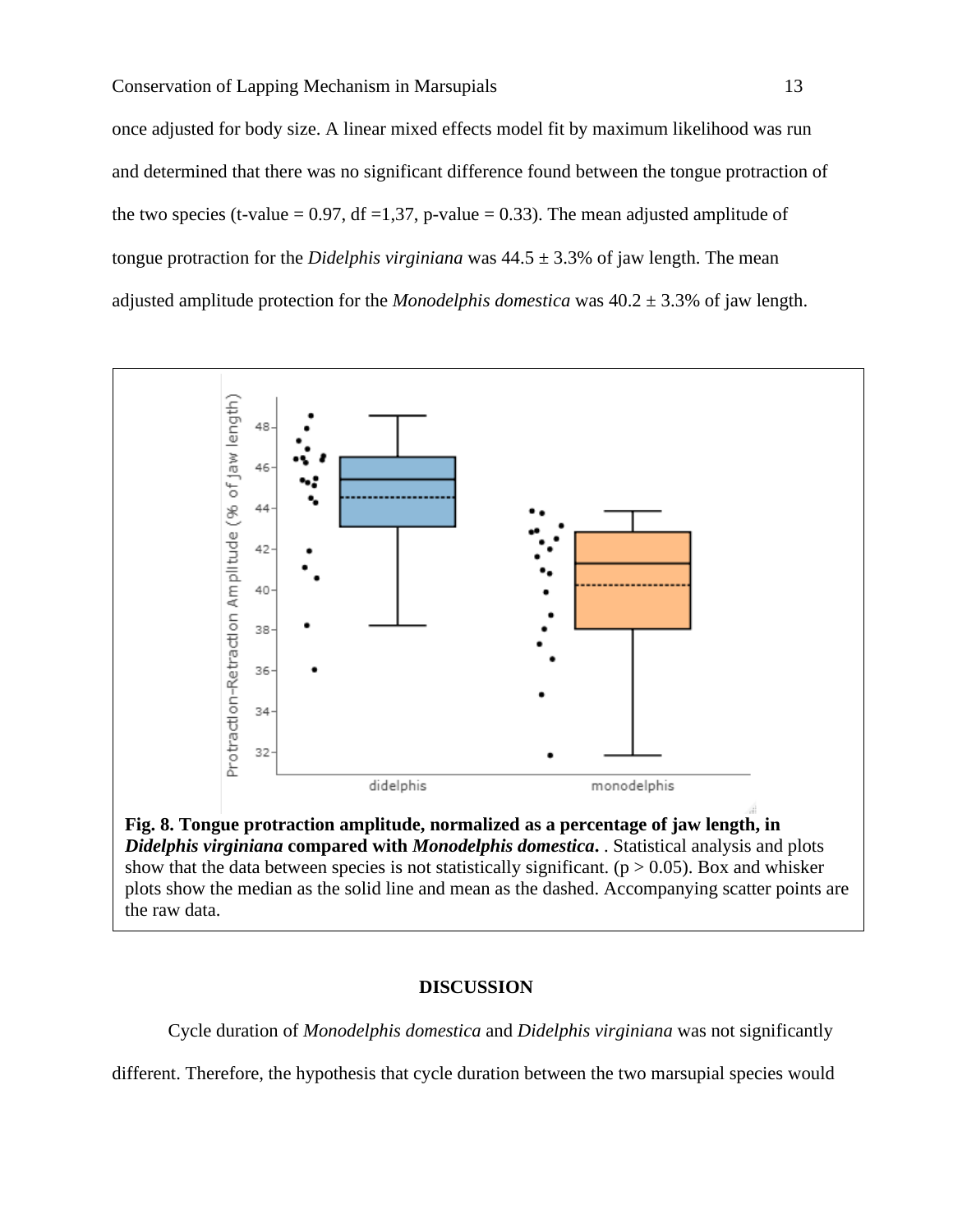once adjusted for body size. A linear mixed effects model fit by maximum likelihood was run and determined that there was no significant difference found between the tongue protraction of the two species (t-value = 0.97, df =1,37, p-value = 0.33). The mean adjusted amplitude of tongue protraction for the *Didelphis virginiana* was 44.5 ± 3.3% of jaw length. The mean adjusted amplitude protection for the *Monodelphis domestica* was 40.2 ± 3.3% of jaw length.

**Fig. 8. Tongue protraction amplitude, normalized as a percentage of jaw length, in *Didelphis virginiana* compared with *Monodelphis domestica*.** . Statistical analysis and plots show that the data between species is not statistically significant. ($p > 0.05$). Box and whisker plots show the median as the solid line and mean as the dashed. Accompanying scatter points are the raw data.

## DISCUSSION

Cycle duration of *Monodelphis domestica* and *Didelphis virginiana* was not significantly different. Therefore, the hypothesis that cycle duration between the two marsupial species would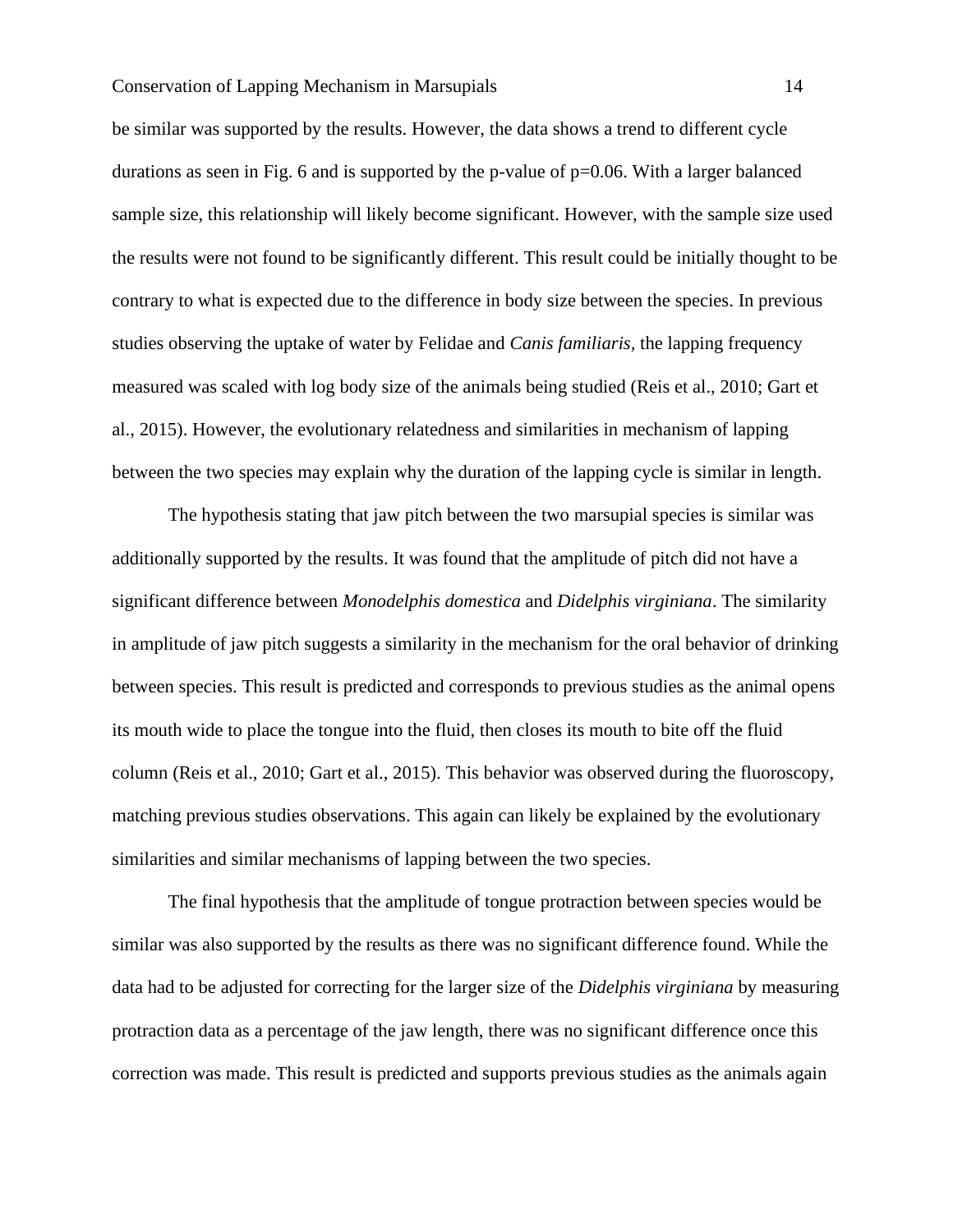be similar was supported by the results. However, the data shows a trend to different cycle durations as seen in Fig. 6 and is supported by the p-value of $p=0.06$. With a larger balanced sample size, this relationship will likely become significant. However, with the sample size used the results were not found to be significantly different. This result could be initially thought to be contrary to what is expected due to the difference in body size between the species. In previous studies observing the uptake of water by Felidae and *Canis familiaris*, the lapping frequency measured was scaled with log body size of the animals being studied (Reis et al., 2010; Gart et al., 2015). However, the evolutionary relatedness and similarities in mechanism of lapping between the two species may explain why the duration of the lapping cycle is similar in length.

The hypothesis stating that jaw pitch between the two marsupial species is similar was additionally supported by the results. It was found that the amplitude of pitch did not have a significant difference between *Monodelphis domestica* and *Didelphis virginiana*. The similarity in amplitude of jaw pitch suggests a similarity in the mechanism for the oral behavior of drinking between species. This result is predicted and corresponds to previous studies as the animal opens its mouth wide to place the tongue into the fluid, then closes its mouth to bite off the fluid column (Reis et al., 2010; Gart et al., 2015). This behavior was observed during the fluoroscopy, matching previous studies observations. This again can likely be explained by the evolutionary similarities and similar mechanisms of lapping between the two species.

The final hypothesis that the amplitude of tongue protraction between species would be similar was also supported by the results as there was no significant difference found. While the data had to be adjusted for correcting for the larger size of the *Didelphis virginiana* by measuring protraction data as a percentage of the jaw length, there was no significant difference once this correction was made. This result is predicted and supports previous studies as the animals again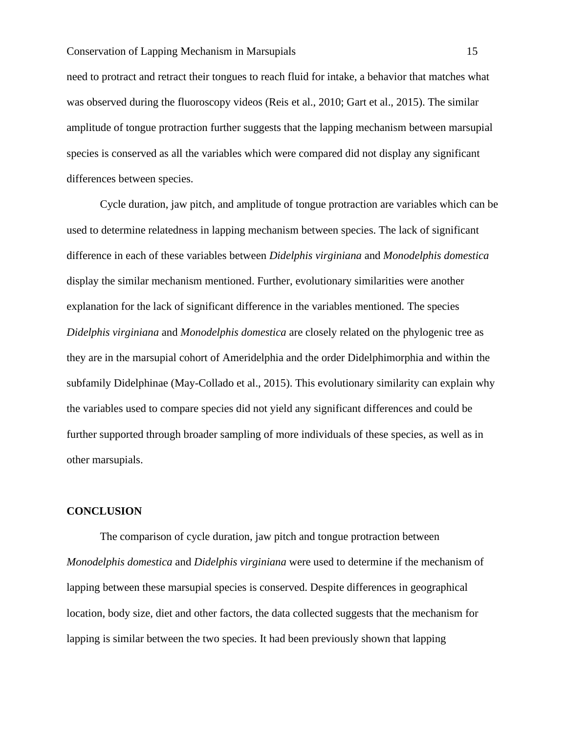need to protract and retract their tongues to reach fluid for intake, a behavior that matches what was observed during the fluoroscopy videos (Reis et al., 2010; Gart et al., 2015). The similar amplitude of tongue protraction further suggests that the lapping mechanism between marsupial species is conserved as all the variables which were compared did not display any significant differences between species.

Cycle duration, jaw pitch, and amplitude of tongue protraction are variables which can be used to determine relatedness in lapping mechanism between species. The lack of significant difference in each of these variables between *Didelphis virginiana* and *Monodelphis domestica* display the similar mechanism mentioned. Further, evolutionary similarities were another explanation for the lack of significant difference in the variables mentioned. The species *Didelphis virginiana* and *Monodelphis domestica* are closely related on the phylogenic tree as they are in the marsupial cohort of Ameridelphia and the order Didelphimorphia and within the subfamily Didelphinae (May-Collado et al., 2015). This evolutionary similarity can explain why the variables used to compare species did not yield any significant differences and could be further supported through broader sampling of more individuals of these species, as well as in other marsupials.

## CONCLUSION

The comparison of cycle duration, jaw pitch and tongue protraction between *Monodelphis domestica* and *Didelphis virginiana* were used to determine if the mechanism of lapping between these marsupial species is conserved. Despite differences in geographical location, body size, diet and other factors, the data collected suggests that the mechanism for lapping is similar between the two species. It had been previously shown that lapping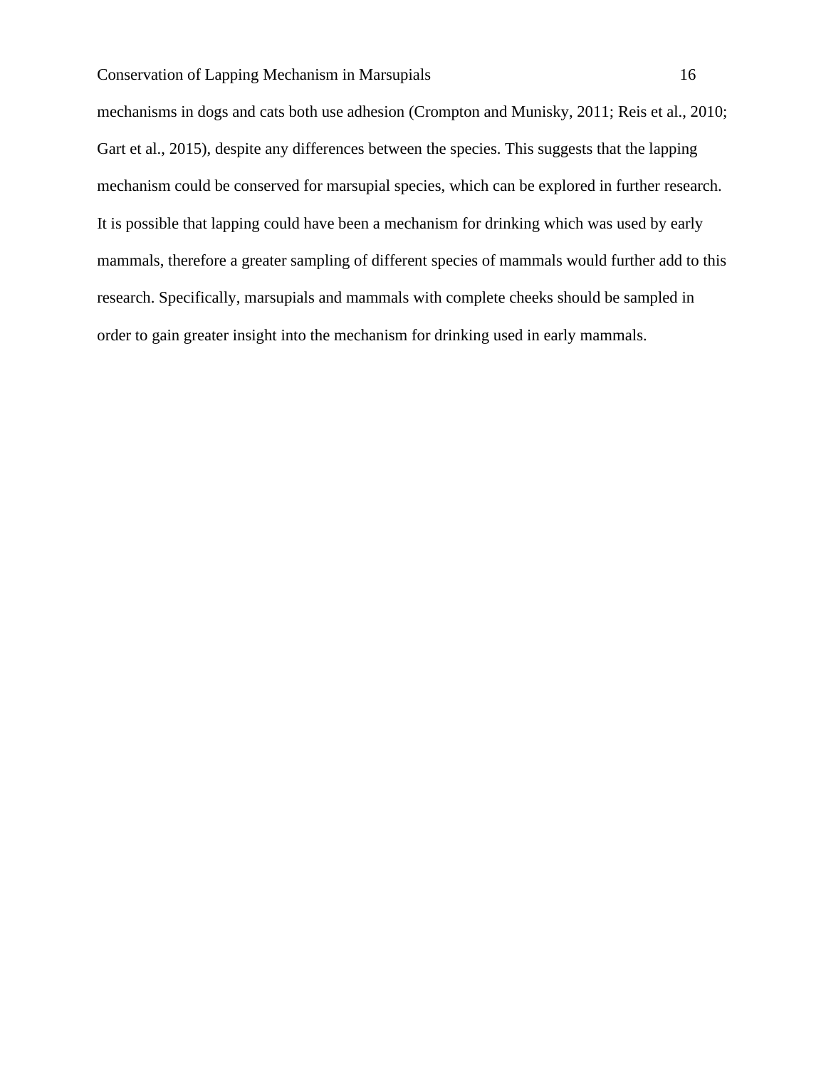mechanisms in dogs and cats both use adhesion (Crompton and Munisky, 2011; Reis et al., 2010; Gart et al., 2015), despite any differences between the species. This suggests that the lapping mechanism could be conserved for marsupial species, which can be explored in further research. It is possible that lapping could have been a mechanism for drinking which was used by early mammals, therefore a greater sampling of different species of mammals would further add to this research. Specifically, marsupials and mammals with complete cheeks should be sampled in order to gain greater insight into the mechanism for drinking used in early mammals.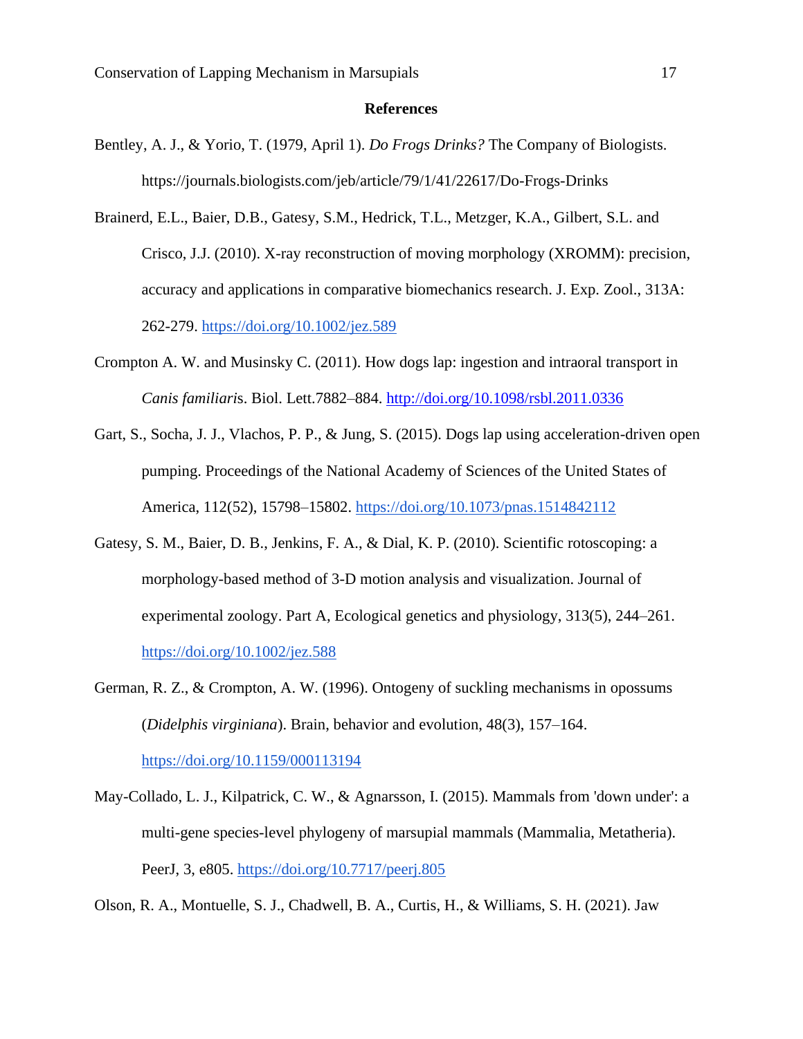## References

Bentley, A. J., & Yorio, T. (1979, April 1). *Do Frogs Drinks?* The Company of Biologists. https://journals.biologists.com/jeb/article/79/1/41/22617/Do-Frogs-Drinks

Brainerd, E.L., Baier, D.B., Gatesy, S.M., Hedrick, T.L., Metzger, K.A., Gilbert, S.L. and Crisco, J.J. (2010). X-ray reconstruction of moving morphology (XROMM): precision, accuracy and applications in comparative biomechanics research. J. Exp. Zool., 313A: 262-279. https://doi.org/10.1002/jez.589

Crompton A. W. and Musinsky C. (2011). How dogs lap: ingestion and intraoral transport in *Canis familiari*s. Biol. Lett.7882–884. http://doi.org/10.1098/rsbl.2011.0336

Gart, S., Socha, J. J., Vlachos, P. P., & Jung, S. (2015). Dogs lap using acceleration-driven open pumping. Proceedings of the National Academy of Sciences of the United States of America, 112(52), 15798–15802. https://doi.org/10.1073/pnas.1514842112

Gatesy, S. M., Baier, D. B., Jenkins, F. A., & Dial, K. P. (2010). Scientific rotoscoping: a morphology-based method of 3-D motion analysis and visualization. Journal of experimental zoology. Part A, Ecological genetics and physiology, 313(5), 244–261. https://doi.org/10.1002/jez.588

German, R. Z., & Crompton, A. W. (1996). Ontogeny of suckling mechanisms in opossums (*Didelphis virginiana*). Brain, behavior and evolution, 48(3), 157–164. https://doi.org/10.1159/000113194

May-Collado, L. J., Kilpatrick, C. W., & Agnarsson, I. (2015). Mammals from 'down under': a multi-gene species-level phylogeny of marsupial mammals (Mammalia, Metatheria). PeerJ, 3, e805. https://doi.org/10.7717/peerj.805

Olson, R. A., Montuelle, S. J., Chadwell, B. A., Curtis, H., & Williams, S. H. (2021). Jaw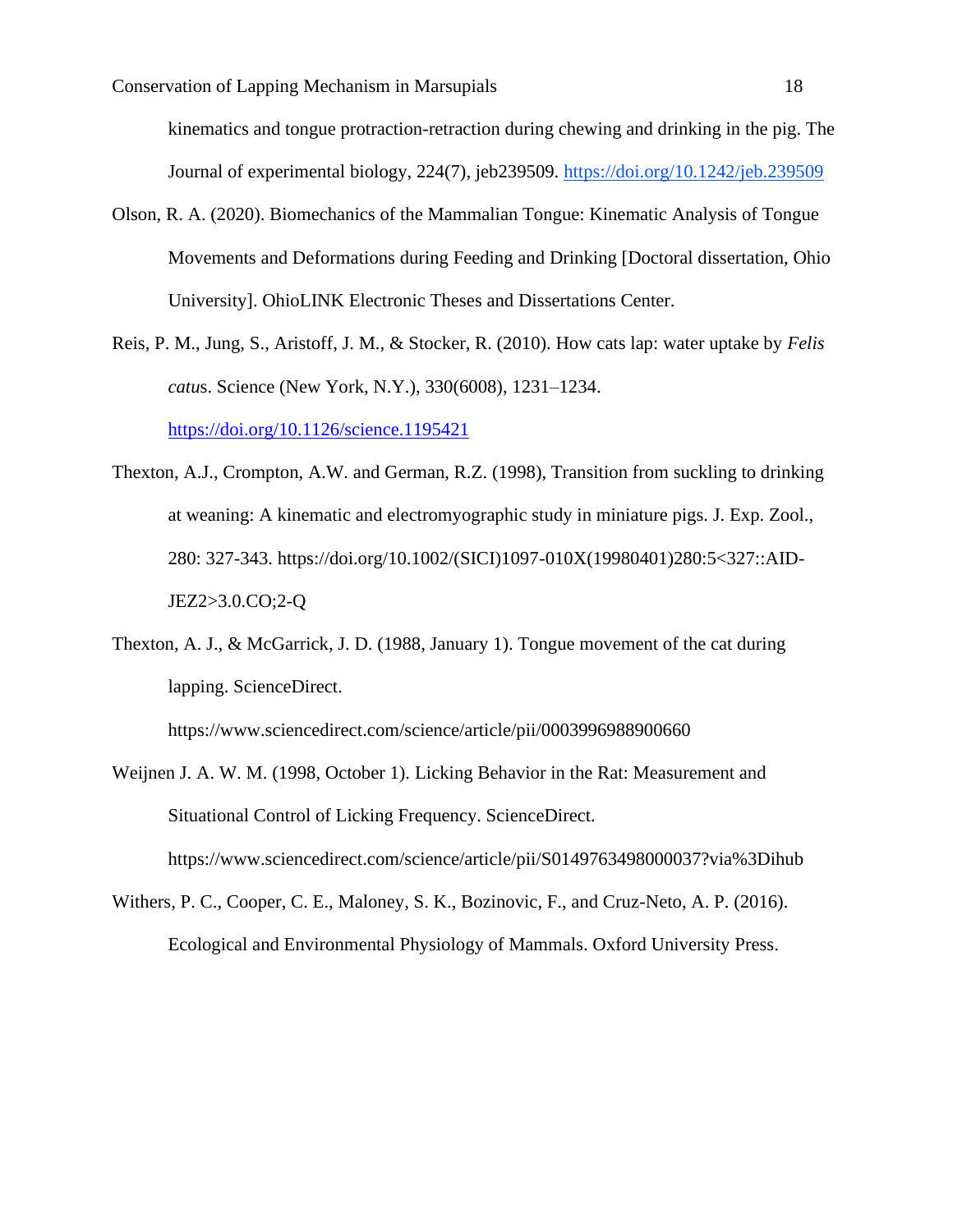kinematics and tongue protraction-retraction during chewing and drinking in the pig. The Journal of experimental biology, 224(7), jeb239509. https://doi.org/10.1242/jeb.239509

Olson, R. A. (2020). Biomechanics of the Mammalian Tongue: Kinematic Analysis of Tongue Movements and Deformations during Feeding and Drinking [Doctoral dissertation, Ohio University]. OhioLINK Electronic Theses and Dissertations Center.

Reis, P. M., Jung, S., Aristoff, J. M., & Stocker, R. (2010). How cats lap: water uptake by *Felis catus*. Science (New York, N.Y.), 330(6008), 1231–1234. https://doi.org/10.1126/science.1195421

Thexton, A.J., Crompton, A.W. and German, R.Z. (1998), Transition from suckling to drinking at weaning: A kinematic and electromyographic study in miniature pigs. J. Exp. Zool., 280: 327-343. https://doi.org/10.1002/(SICI)1097-010X(19980401)280:5<327::AID-JEZ2>3.0.CO;2-Q

Thexton, A. J., & McGarrick, J. D. (1988, January 1). Tongue movement of the cat during lapping. ScienceDirect. https://www.sciencedirect.com/science/article/pii/0003996988900660

Weijnen J. A. W. M. (1998, October 1). Licking Behavior in the Rat: Measurement and Situational Control of Licking Frequency. ScienceDirect. https://www.sciencedirect.com/science/article/pii/S0149763498000037?via%3Dihub

Withers, P. C., Cooper, C. E., Maloney, S. K., Bozinovic, F., and Cruz-Neto, A. P. (2016). Ecological and Environmental Physiology of Mammals. Oxford University Press.